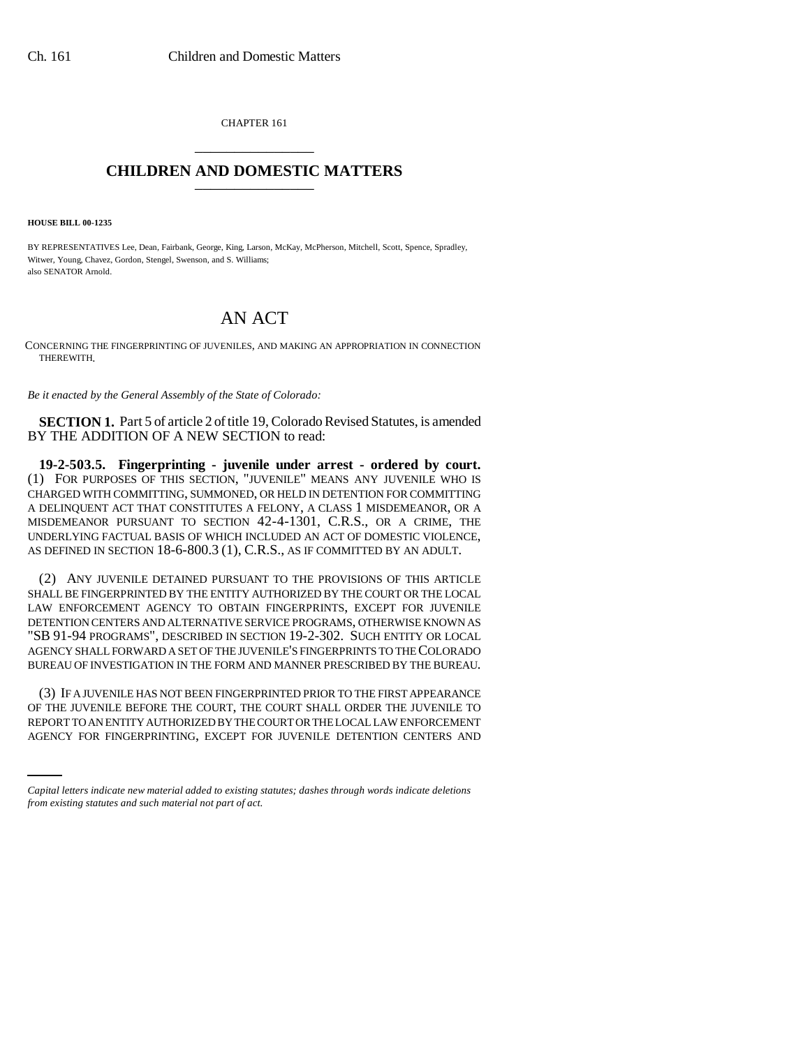CHAPTER 161

# CHILDREN AND DOMESTIC MATTERS

**HOUSE BILL 00-1235**

BY REPRESENTATIVES Lee, Dean, Fairbank, George, King, Larson, McKay, McPherson, Mitchell, Scott, Spence, Spradley, Witwer, Young, Chavez, Gordon, Stengel, Swenson, and S. Williams;
also SENATOR Arnold.

## AN ACT

CONCERNING THE FINGERPRINTING OF JUVENILES, AND MAKING AN APPROPRIATION IN CONNECTION THEREWITH.

*Be it enacted by the General Assembly of the State of Colorado:*

**SECTION 1.** Part 5 of article 2 of title 19, Colorado Revised Statutes, is amended BY THE ADDITION OF A NEW SECTION to read:

**19-2-503.5. Fingerprinting - juvenile under arrest - ordered by court.** (1) FOR PURPOSES OF THIS SECTION, "JUVENILE" MEANS ANY JUVENILE WHO IS CHARGED WITH COMMITTING, SUMMONED, OR HELD IN DETENTION FOR COMMITTING A DELINQUENT ACT THAT CONSTITUTES A FELONY, A CLASS 1 MISDEMEANOR, OR A MISDEMEANOR PURSUANT TO SECTION 42-4-1301, C.R.S., OR A CRIME, THE UNDERLYING FACTUAL BASIS OF WHICH INCLUDED AN ACT OF DOMESTIC VIOLENCE, AS DEFINED IN SECTION 18-6-800.3 (1), C.R.S., AS IF COMMITTED BY AN ADULT.

(2) ANY JUVENILE DETAINED PURSUANT TO THE PROVISIONS OF THIS ARTICLE SHALL BE FINGERPRINTED BY THE ENTITY AUTHORIZED BY THE COURT OR THE LOCAL LAW ENFORCEMENT AGENCY TO OBTAIN FINGERPRINTS, EXCEPT FOR JUVENILE DETENTION CENTERS AND ALTERNATIVE SERVICE PROGRAMS, OTHERWISE KNOWN AS "SB 91-94 PROGRAMS", DESCRIBED IN SECTION 19-2-302. SUCH ENTITY OR LOCAL AGENCY SHALL FORWARD A SET OF THE JUVENILE'S FINGERPRINTS TO THE COLORADO BUREAU OF INVESTIGATION IN THE FORM AND MANNER PRESCRIBED BY THE BUREAU.

(3) IF A JUVENILE HAS NOT BEEN FINGERPRINTED PRIOR TO THE FIRST APPEARANCE OF THE JUVENILE BEFORE THE COURT, THE COURT SHALL ORDER THE JUVENILE TO REPORT TO AN ENTITY AUTHORIZED BY THE COURT OR THE LOCAL LAW ENFORCEMENT AGENCY FOR FINGERPRINTING, EXCEPT FOR JUVENILE DETENTION CENTERS AND

*Capital letters indicate new material added to existing statutes; dashes through words indicate deletions from existing statutes and such material not part of act.*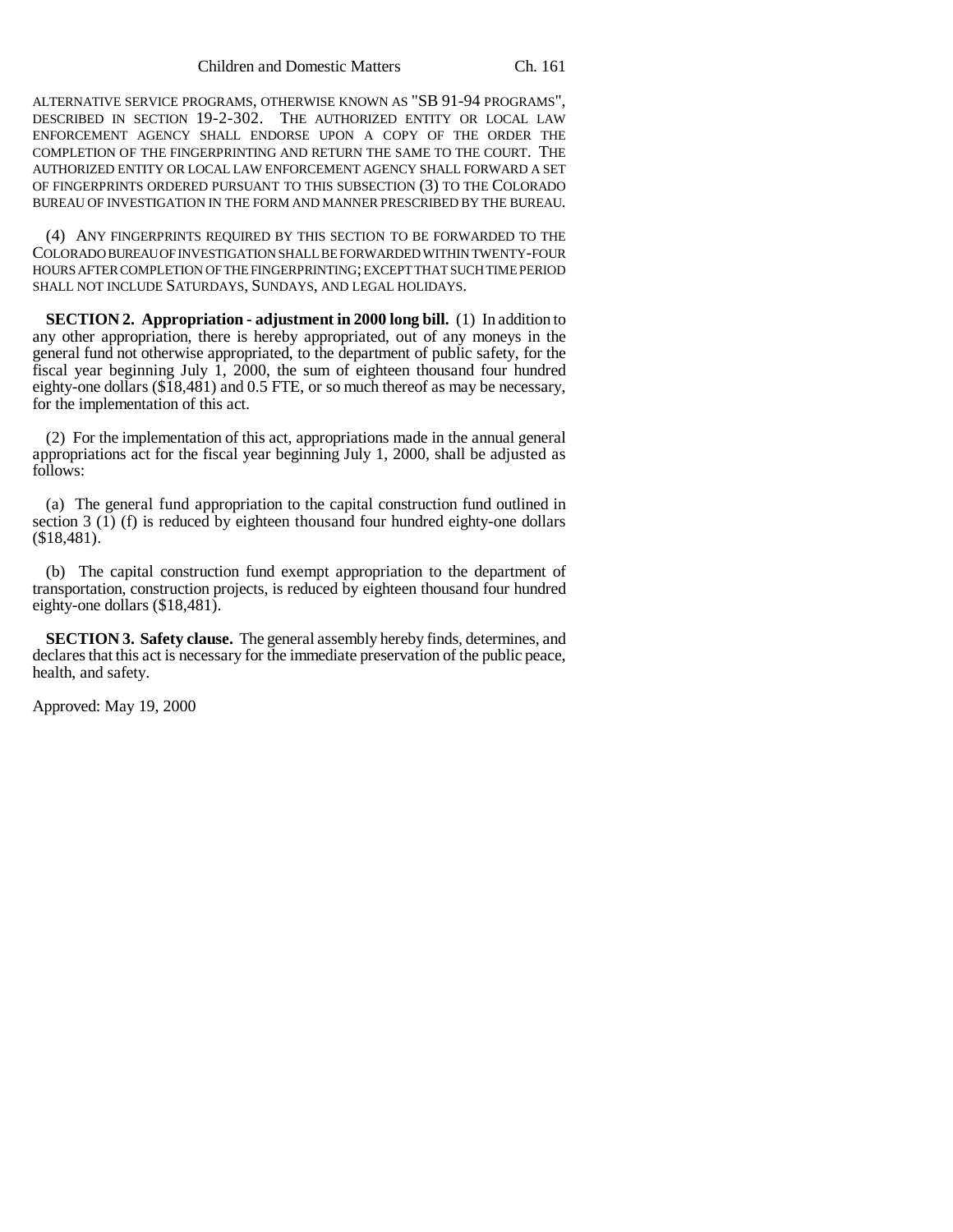ALTERNATIVE SERVICE PROGRAMS, OTHERWISE KNOWN AS "SB 91-94 PROGRAMS", DESCRIBED IN SECTION 19-2-302. THE AUTHORIZED ENTITY OR LOCAL LAW ENFORCEMENT AGENCY SHALL ENDORSE UPON A COPY OF THE ORDER THE COMPLETION OF THE FINGERPRINTING AND RETURN THE SAME TO THE COURT. THE AUTHORIZED ENTITY OR LOCAL LAW ENFORCEMENT AGENCY SHALL FORWARD A SET OF FINGERPRINTS ORDERED PURSUANT TO THIS SUBSECTION (3) TO THE COLORADO BUREAU OF INVESTIGATION IN THE FORM AND MANNER PRESCRIBED BY THE BUREAU.

(4) ANY FINGERPRINTS REQUIRED BY THIS SECTION TO BE FORWARDED TO THE COLORADO BUREAU OF INVESTIGATION SHALL BE FORWARDED WITHIN TWENTY-FOUR HOURS AFTER COMPLETION OF THE FINGERPRINTING; EXCEPT THAT SUCH TIME PERIOD SHALL NOT INCLUDE SATURDAYS, SUNDAYS, AND LEGAL HOLIDAYS.

**SECTION 2. Appropriation - adjustment in 2000 long bill.** (1) In addition to any other appropriation, there is hereby appropriated, out of any moneys in the general fund not otherwise appropriated, to the department of public safety, for the fiscal year beginning July 1, 2000, the sum of eighteen thousand four hundred eighty-one dollars ($18,481) and 0.5 FTE, or so much thereof as may be necessary, for the implementation of this act.

(2) For the implementation of this act, appropriations made in the annual general appropriations act for the fiscal year beginning July 1, 2000, shall be adjusted as follows:

(a) The general fund appropriation to the capital construction fund outlined in section 3 (1) (f) is reduced by eighteen thousand four hundred eighty-one dollars ($18,481).

(b) The capital construction fund exempt appropriation to the department of transportation, construction projects, is reduced by eighteen thousand four hundred eighty-one dollars ($18,481).

**SECTION 3. Safety clause.** The general assembly hereby finds, determines, and declares that this act is necessary for the immediate preservation of the public peace, health, and safety.

Approved: May 19, 2000